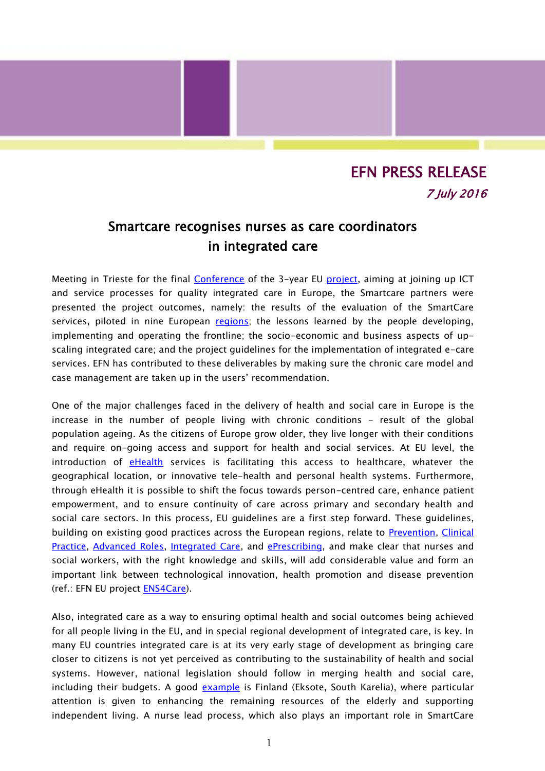**EFN PRESS RELEASE**

*7 July 2016*

## Smartcare recognises nurses as care coordinators in integrated care

Meeting in Trieste for the final Conference of the 3-year EU project, aiming at joining up ICT and service processes for quality integrated care in Europe, the Smartcare partners were presented the project outcomes, namely: the results of the evaluation of the SmartCare services, piloted in nine European regions; the lessons learned by the people developing, implementing and operating the frontline; the socio-economic and business aspects of up-scaling integrated care; and the project guidelines for the implementation of integrated e-care services. EFN has contributed to these deliverables by making sure the chronic care model and case management are taken up in the users' recommendation.

One of the major challenges faced in the delivery of health and social care in Europe is the increase in the number of people living with chronic conditions - result of the global population ageing. As the citizens of Europe grow older, they live longer with their conditions and require on-going access and support for health and social services. At EU level, the introduction of eHealth services is facilitating this access to healthcare, whatever the geographical location, or innovative tele-health and personal health systems. Furthermore, through eHealth it is possible to shift the focus towards person-centred care, enhance patient empowerment, and to ensure continuity of care across primary and secondary health and social care sectors. In this process, EU guidelines are a first step forward. These guidelines, building on existing good practices across the European regions, relate to Prevention, Clinical Practice, Advanced Roles, Integrated Care, and ePrescribing, and make clear that nurses and social workers, with the right knowledge and skills, will add considerable value and form an important link between technological innovation, health promotion and disease prevention (ref.: EFN EU project ENS4Care).

Also, integrated care as a way to ensuring optimal health and social outcomes being achieved for all people living in the EU, and in special regional development of integrated care, is key. In many EU countries integrated care is at its very early stage of development as bringing care closer to citizens is not yet perceived as contributing to the sustainability of health and social systems. However, national legislation should follow in merging health and social care, including their budgets. A good example is Finland (Eksote, South Karelia), where particular attention is given to enhancing the remaining resources of the elderly and supporting independent living. A nurse lead process, which also plays an important role in SmartCare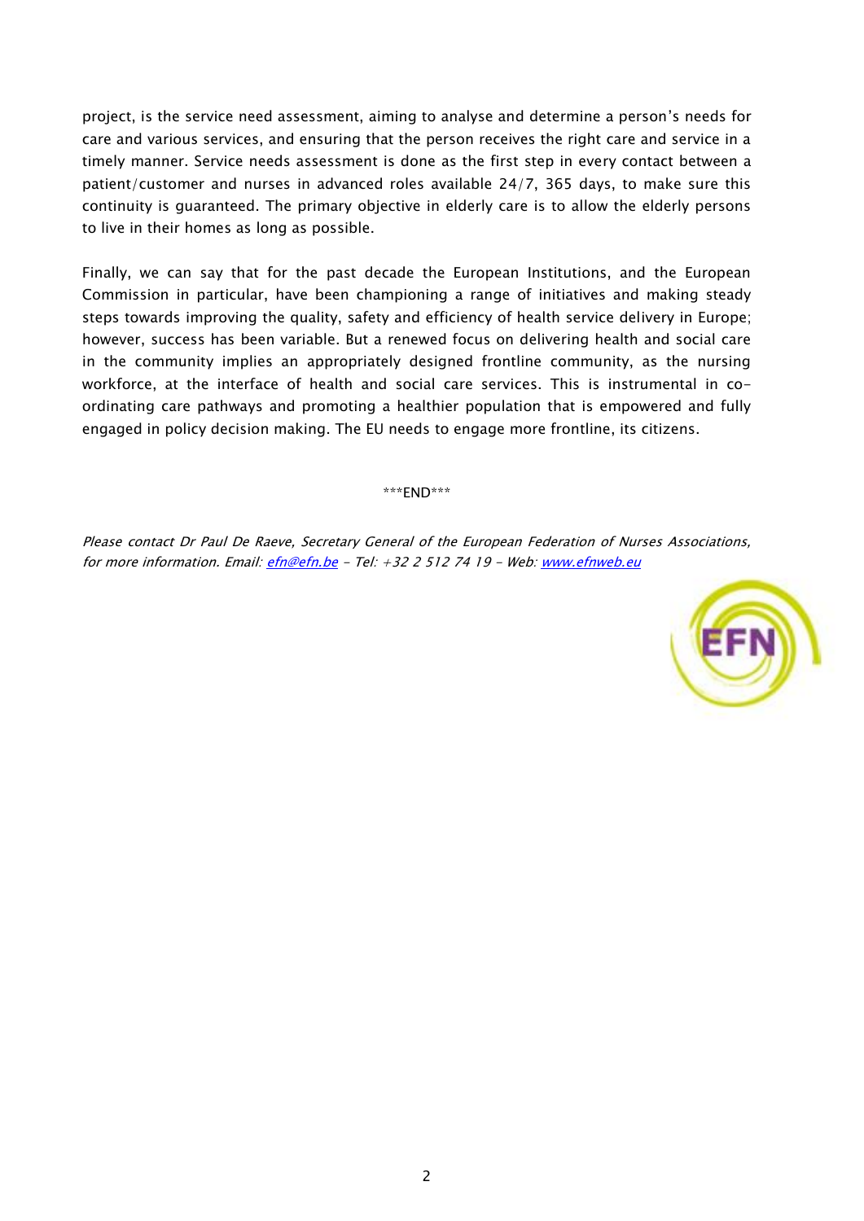project, is the service need assessment, aiming to analyse and determine a person's needs for care and various services, and ensuring that the person receives the right care and service in a timely manner. Service needs assessment is done as the first step in every contact between a patient/customer and nurses in advanced roles available 24/7, 365 days, to make sure this continuity is guaranteed. The primary objective in elderly care is to allow the elderly persons to live in their homes as long as possible.

Finally, we can say that for the past decade the European Institutions, and the European Commission in particular, have been championing a range of initiatives and making steady steps towards improving the quality, safety and efficiency of health service delivery in Europe; however, success has been variable. But a renewed focus on delivering health and social care in the community implies an appropriately designed frontline community, as the nursing workforce, at the interface of health and social care services. This is instrumental in co-ordinating care pathways and promoting a healthier population that is empowered and fully engaged in policy decision making. The EU needs to engage more frontline, its citizens.

***END***

*Please contact Dr Paul De Raeve, Secretary General of the European Federation of Nurses Associations, for more information. Email: efn@efn.be - Tel: +32 2 512 74 19 - Web: www.efnweb.eu*